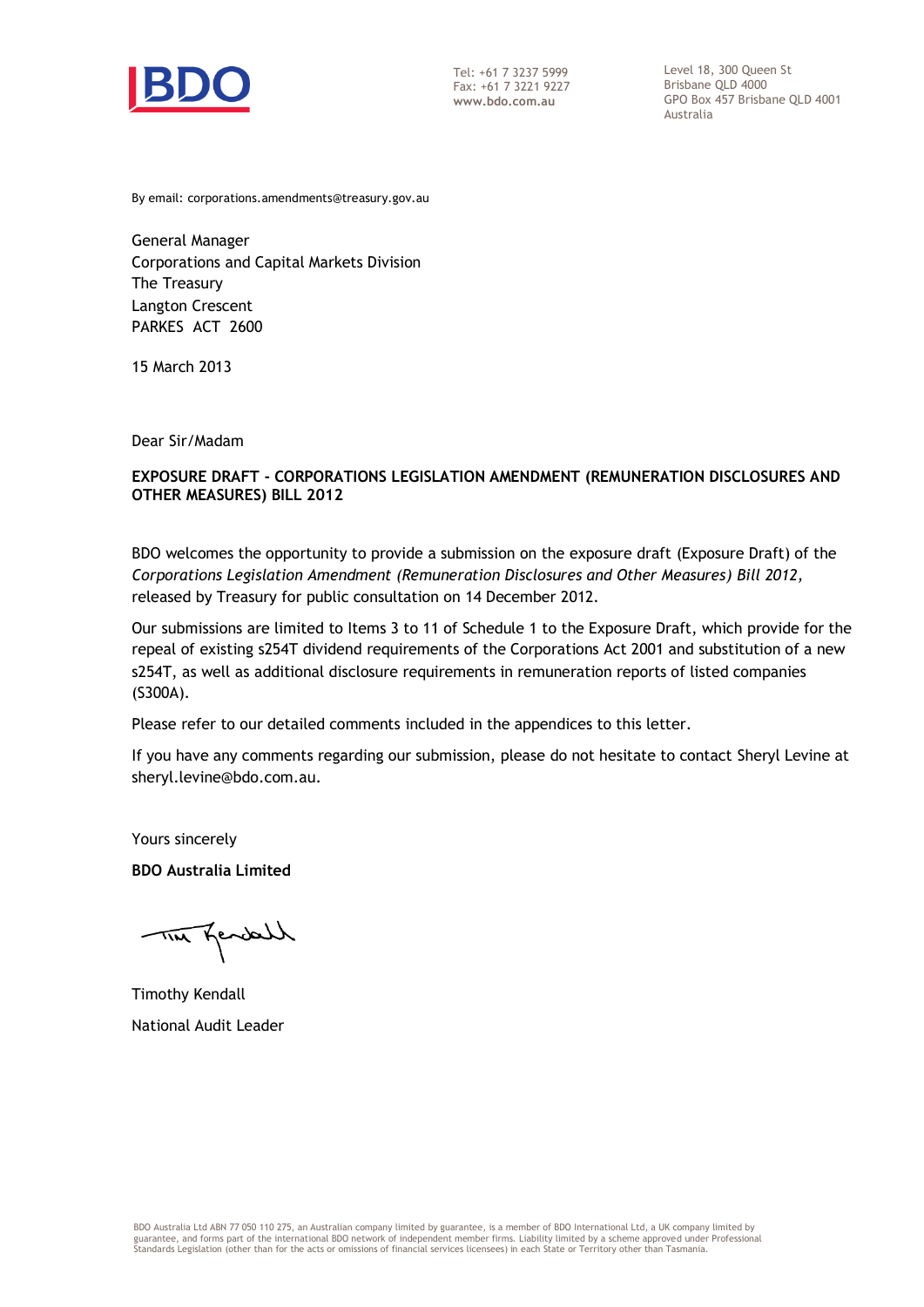Tel: +61 7 3237 5999
Fax: +61 7 3221 9227
**www.bdo.com.au**

Level 18, 300 Queen St
Brisbane QLD 4000
GPO Box 457 Brisbane QLD 4001
Australia

By email: corporations.amendments@treasury.gov.au

General Manager
Corporations and Capital Markets Division
The Treasury
Langton Crescent
PARKES ACT 2600

15 March 2013

Dear Sir/Madam

**EXPOSURE DRAFT - CORPORATIONS LEGISLATION AMENDMENT (REMUNERATION DISCLOSURES AND OTHER MEASURES) BILL 2012**

BDO welcomes the opportunity to provide a submission on the exposure draft (Exposure Draft) of the *Corporations Legislation Amendment (Remuneration Disclosures and Other Measures) Bill 2012,* released by Treasury for public consultation on 14 December 2012.

Our submissions are limited to Items 3 to 11 of Schedule 1 to the Exposure Draft, which provide for the repeal of existing s254T dividend requirements of the Corporations Act 2001 and substitution of a new s254T, as well as additional disclosure requirements in remuneration reports of listed companies (S300A).

Please refer to our detailed comments included in the appendices to this letter.

If you have any comments regarding our submission, please do not hesitate to contact Sheryl Levine at sheryl.levine@bdo.com.au.

Yours sincerely

**BDO Australia Limited**

Timothy Kendall

National Audit Leader

BDO Australia Ltd ABN 77 050 110 275, an Australian company limited by guarantee, is a member of BDO International Ltd, a UK company limited by guarantee, and forms part of the international BDO network of independent member firms. Liability limited by a scheme approved under Professional Standards Legislation (other than for the acts or omissions of financial services licensees) in each State or Territory other than Tasmania.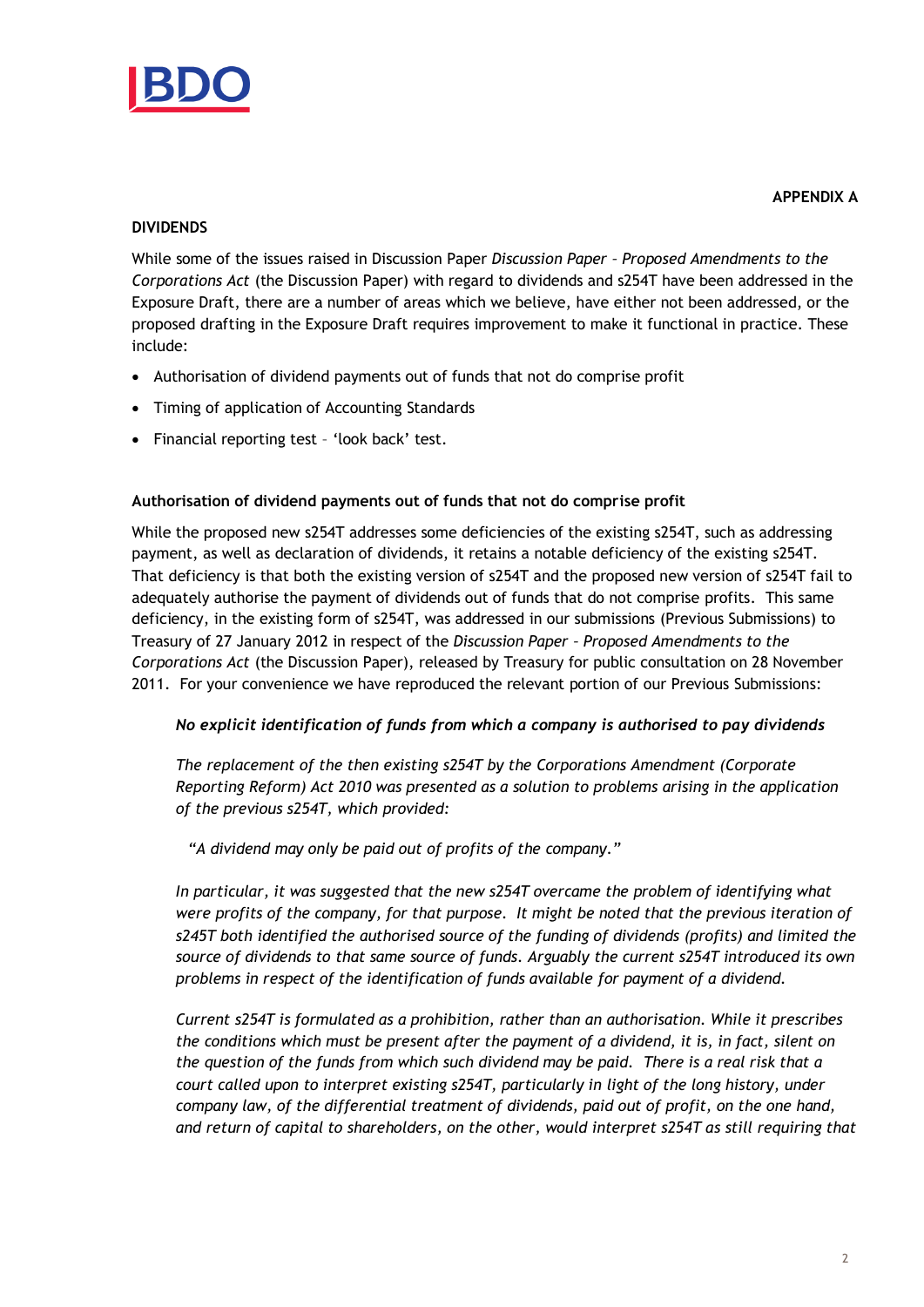**APPENDIX A**

**DIVIDENDS**

While some of the issues raised in Discussion Paper *Discussion Paper – Proposed Amendments to the Corporations Act* (the Discussion Paper) with regard to dividends and s254T have been addressed in the Exposure Draft, there are a number of areas which we believe, have either not been addressed, or the proposed drafting in the Exposure Draft requires improvement to make it functional in practice. These include:

- Authorisation of dividend payments out of funds that not do comprise profit
- Timing of application of Accounting Standards
- Financial reporting test – 'look back' test.

**Authorisation of dividend payments out of funds that not do comprise profit**

While the proposed new s254T addresses some deficiencies of the existing s254T, such as addressing payment, as well as declaration of dividends, it retains a notable deficiency of the existing s254T. That deficiency is that both the existing version of s254T and the proposed new version of s254T fail to adequately authorise the payment of dividends out of funds that do not comprise profits. This same deficiency, in the existing form of s254T, was addressed in our submissions (Previous Submissions) to Treasury of 27 January 2012 in respect of the *Discussion Paper – Proposed Amendments to the Corporations Act* (the Discussion Paper), released by Treasury for public consultation on 28 November 2011. For your convenience we have reproduced the relevant portion of our Previous Submissions:

> ***No explicit identification of funds from which a company is authorised to pay dividends***
>
> *The replacement of the then existing s254T by the Corporations Amendment (Corporate Reporting Reform) Act 2010 was presented as a solution to problems arising in the application of the previous s254T, which provided:*
>
> *"A dividend may only be paid out of profits of the company."*
>
> *In particular, it was suggested that the new s254T overcame the problem of identifying what were profits of the company, for that purpose. It might be noted that the previous iteration of s245T both identified the authorised source of the funding of dividends (profits) and limited the source of dividends to that same source of funds. Arguably the current s254T introduced its own problems in respect of the identification of funds available for payment of a dividend.*
>
> *Current s254T is formulated as a prohibition, rather than an authorisation. While it prescribes the conditions which must be present after the payment of a dividend, it is, in fact, silent on the question of the funds from which such dividend may be paid. There is a real risk that a court called upon to interpret existing s254T, particularly in light of the long history, under company law, of the differential treatment of dividends, paid out of profit, on the one hand, and return of capital to shareholders, on the other, would interpret s254T as still requiring that*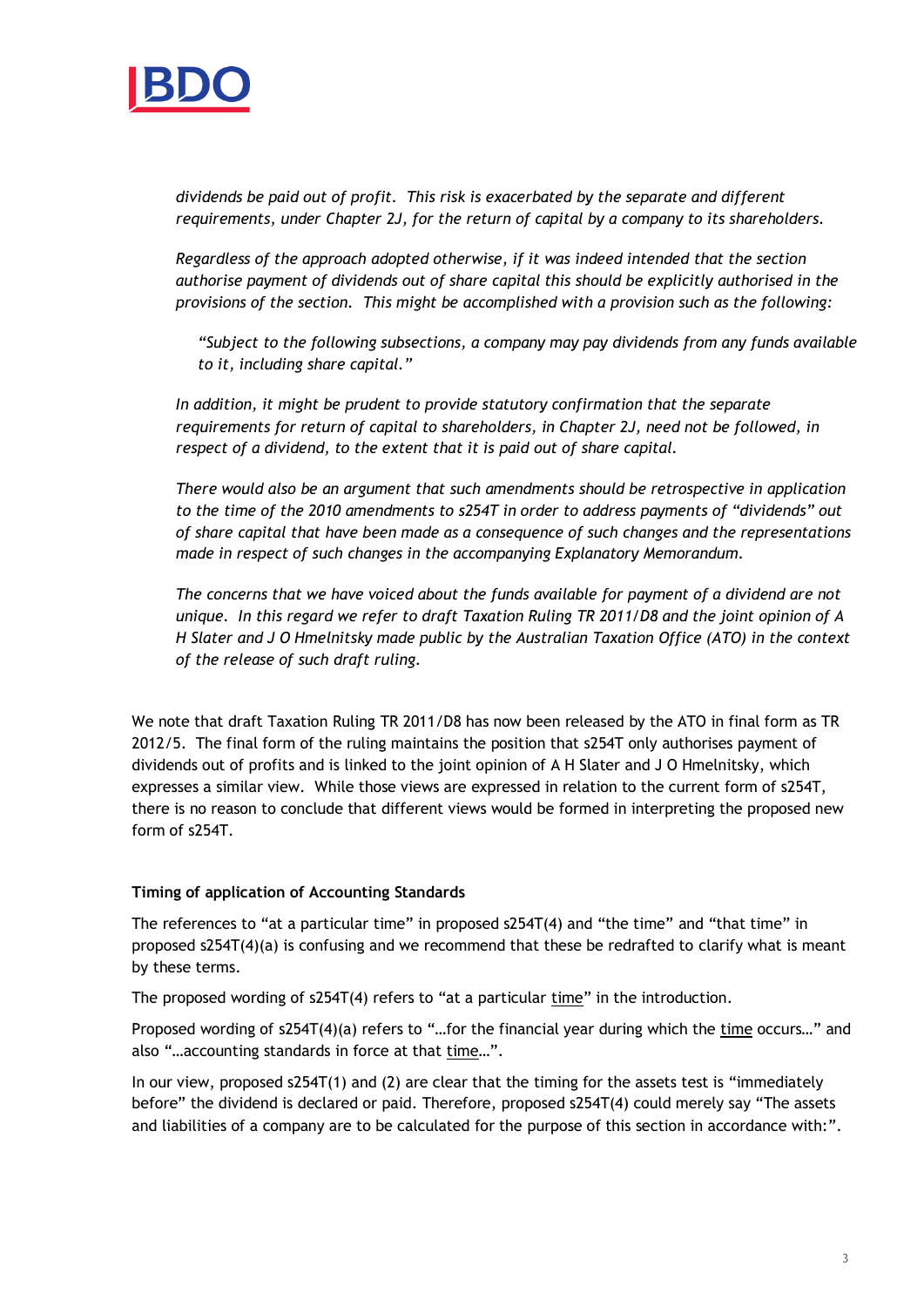*dividends be paid out of profit. This risk is exacerbated by the separate and different requirements, under Chapter 2J, for the return of capital by a company to its shareholders.*

*Regardless of the approach adopted otherwise, if it was indeed intended that the section authorise payment of dividends out of share capital this should be explicitly authorised in the provisions of the section. This might be accomplished with a provision such as the following:*

> *"Subject to the following subsections, a company may pay dividends from any funds available to it, including share capital."*

*In addition, it might be prudent to provide statutory confirmation that the separate requirements for return of capital to shareholders, in Chapter 2J, need not be followed, in respect of a dividend, to the extent that it is paid out of share capital.*

*There would also be an argument that such amendments should be retrospective in application to the time of the 2010 amendments to s254T in order to address payments of "dividends" out of share capital that have been made as a consequence of such changes and the representations made in respect of such changes in the accompanying Explanatory Memorandum.*

*The concerns that we have voiced about the funds available for payment of a dividend are not unique. In this regard we refer to draft Taxation Ruling TR 2011/D8 and the joint opinion of A H Slater and J O Hmelnitsky made public by the Australian Taxation Office (ATO) in the context of the release of such draft ruling.*

We note that draft Taxation Ruling TR 2011/D8 has now been released by the ATO in final form as TR 2012/5. The final form of the ruling maintains the position that s254T only authorises payment of dividends out of profits and is linked to the joint opinion of A H Slater and J O Hmelnitsky, which expresses a similar view. While those views are expressed in relation to the current form of s254T, there is no reason to conclude that different views would be formed in interpreting the proposed new form of s254T.

**Timing of application of Accounting Standards**

The references to "at a particular time" in proposed s254T(4) and "the time" and "that time" in proposed s254T(4)(a) is confusing and we recommend that these be redrafted to clarify what is meant by these terms.

The proposed wording of s254T(4) refers to "at a particular time" in the introduction.

Proposed wording of s254T(4)(a) refers to "…for the financial year during which the time occurs…" and also "…accounting standards in force at that time…".

In our view, proposed s254T(1) and (2) are clear that the timing for the assets test is "immediately before" the dividend is declared or paid. Therefore, proposed s254T(4) could merely say "The assets and liabilities of a company are to be calculated for the purpose of this section in accordance with:".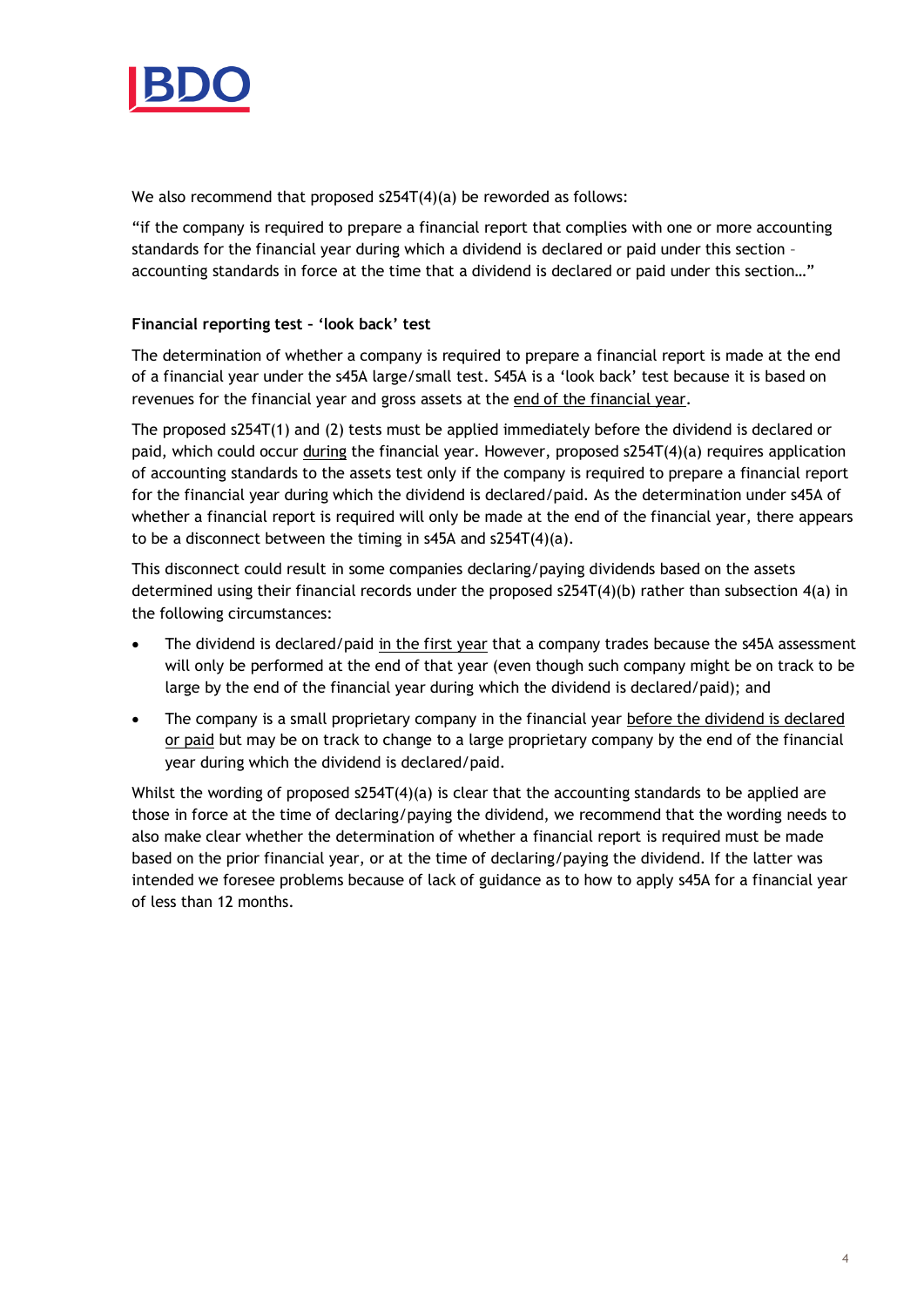We also recommend that proposed s254T(4)(a) be reworded as follows:

"if the company is required to prepare a financial report that complies with one or more accounting standards for the financial year during which a dividend is declared or paid under this section – accounting standards in force at the time that a dividend is declared or paid under this section…"

**Financial reporting test – 'look back' test**

The determination of whether a company is required to prepare a financial report is made at the end of a financial year under the s45A large/small test. S45A is a 'look back' test because it is based on revenues for the financial year and gross assets at the end of the financial year.

The proposed s254T(1) and (2) tests must be applied immediately before the dividend is declared or paid, which could occur during the financial year. However, proposed s254T(4)(a) requires application of accounting standards to the assets test only if the company is required to prepare a financial report for the financial year during which the dividend is declared/paid. As the determination under s45A of whether a financial report is required will only be made at the end of the financial year, there appears to be a disconnect between the timing in s45A and s254T(4)(a).

This disconnect could result in some companies declaring/paying dividends based on the assets determined using their financial records under the proposed s254T(4)(b) rather than subsection 4(a) in the following circumstances:

- The dividend is declared/paid in the first year that a company trades because the s45A assessment will only be performed at the end of that year (even though such company might be on track to be large by the end of the financial year during which the dividend is declared/paid); and
- The company is a small proprietary company in the financial year before the dividend is declared or paid but may be on track to change to a large proprietary company by the end of the financial year during which the dividend is declared/paid.

Whilst the wording of proposed s254T(4)(a) is clear that the accounting standards to be applied are those in force at the time of declaring/paying the dividend, we recommend that the wording needs to also make clear whether the determination of whether a financial report is required must be made based on the prior financial year, or at the time of declaring/paying the dividend. If the latter was intended we foresee problems because of lack of guidance as to how to apply s45A for a financial year of less than 12 months.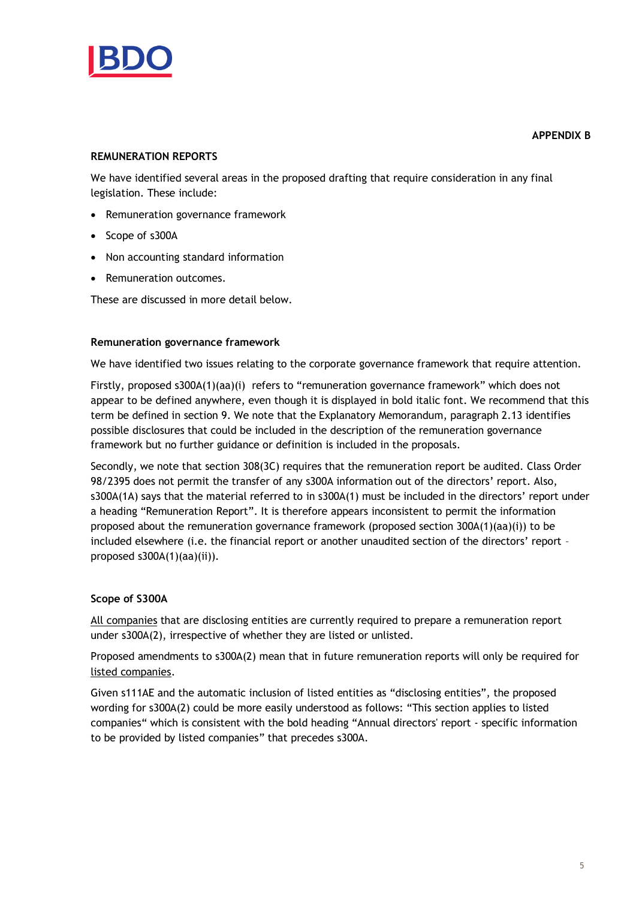**APPENDIX B**

## REMUNERATION REPORTS

We have identified several areas in the proposed drafting that require consideration in any final legislation. These include:

- Remuneration governance framework
- Scope of s300A
- Non accounting standard information
- Remuneration outcomes.

These are discussed in more detail below.

### Remuneration governance framework

We have identified two issues relating to the corporate governance framework that require attention.

Firstly, proposed s300A(1)(aa)(i) refers to "remuneration governance framework" which does not appear to be defined anywhere, even though it is displayed in bold italic font. We recommend that this term be defined in section 9. We note that the Explanatory Memorandum, paragraph 2.13 identifies possible disclosures that could be included in the description of the remuneration governance framework but no further guidance or definition is included in the proposals.

Secondly, we note that section 308(3C) requires that the remuneration report be audited. Class Order 98/2395 does not permit the transfer of any s300A information out of the directors' report. Also, s300A(1A) says that the material referred to in s300A(1) must be included in the directors' report under a heading "Remuneration Report". It is therefore appears inconsistent to permit the information proposed about the remuneration governance framework (proposed section 300A(1)(aa)(i)) to be included elsewhere (i.e. the financial report or another unaudited section of the directors' report – proposed s300A(1)(aa)(ii)).

### Scope of S300A

<u>All companies</u> that are disclosing entities are currently required to prepare a remuneration report under s300A(2), irrespective of whether they are listed or unlisted.

Proposed amendments to s300A(2) mean that in future remuneration reports will only be required for <u>listed companies</u>.

Given s111AE and the automatic inclusion of listed entities as "disclosing entities", the proposed wording for s300A(2) could be more easily understood as follows: "This section applies to listed companies" which is consistent with the bold heading "Annual directors' report - specific information to be provided by listed companies" that precedes s300A.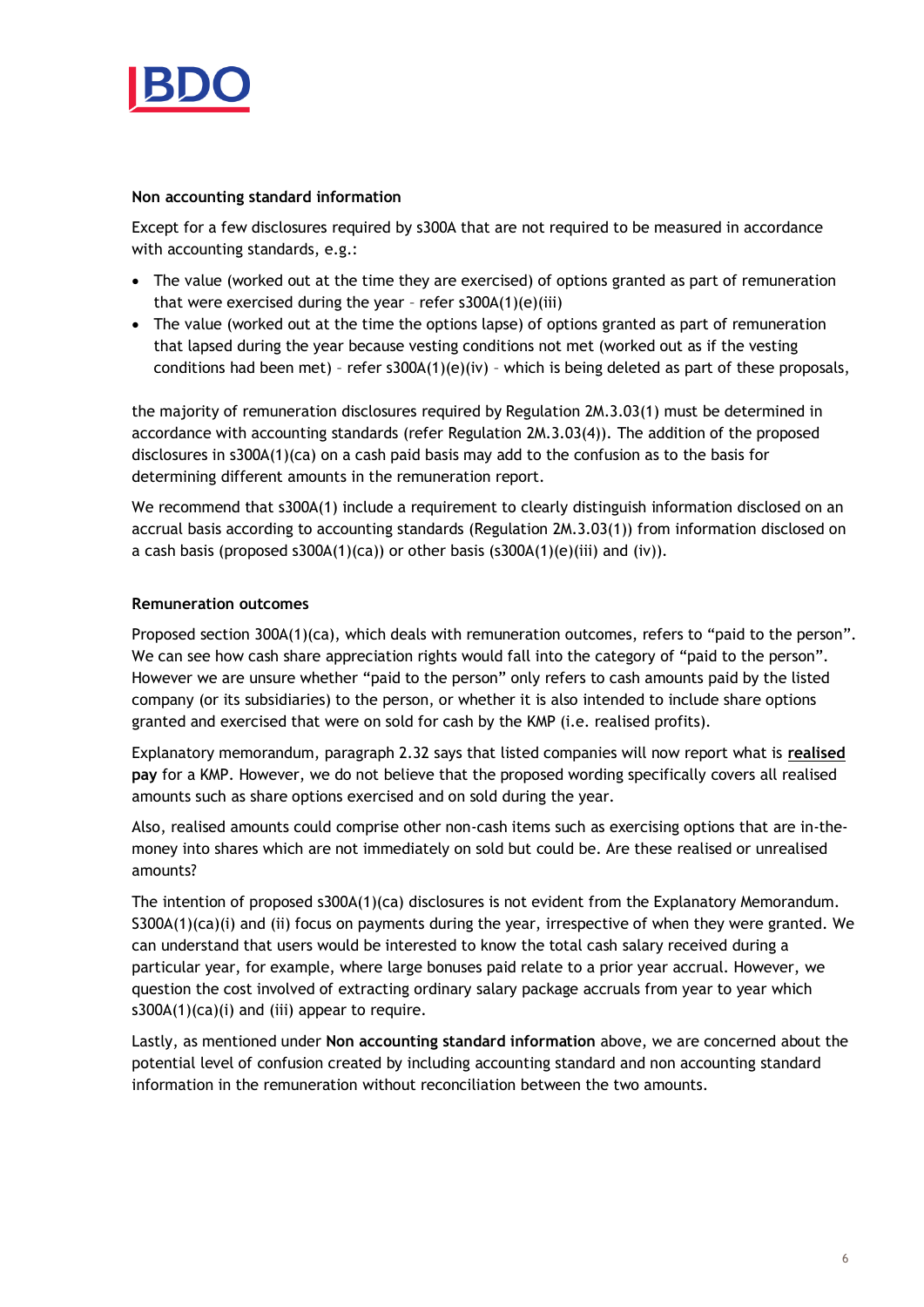**Non accounting standard information**

Except for a few disclosures required by s300A that are not required to be measured in accordance with accounting standards, e.g.:

- The value (worked out at the time they are exercised) of options granted as part of remuneration that were exercised during the year – refer s300A(1)(e)(iii)
- The value (worked out at the time the options lapse) of options granted as part of remuneration that lapsed during the year because vesting conditions not met (worked out as if the vesting conditions had been met) – refer s300A(1)(e)(iv) – which is being deleted as part of these proposals,

the majority of remuneration disclosures required by Regulation 2M.3.03(1) must be determined in accordance with accounting standards (refer Regulation 2M.3.03(4)). The addition of the proposed disclosures in s300A(1)(ca) on a cash paid basis may add to the confusion as to the basis for determining different amounts in the remuneration report.

We recommend that s300A(1) include a requirement to clearly distinguish information disclosed on an accrual basis according to accounting standards (Regulation 2M.3.03(1)) from information disclosed on a cash basis (proposed s300A(1)(ca)) or other basis (s300A(1)(e)(iii) and (iv)).

**Remuneration outcomes**

Proposed section 300A(1)(ca), which deals with remuneration outcomes, refers to "paid to the person". We can see how cash share appreciation rights would fall into the category of "paid to the person". However we are unsure whether "paid to the person" only refers to cash amounts paid by the listed company (or its subsidiaries) to the person, or whether it is also intended to include share options granted and exercised that were on sold for cash by the KMP (i.e. realised profits).

Explanatory memorandum, paragraph 2.32 says that listed companies will now report what is **realised pay** for a KMP. However, we do not believe that the proposed wording specifically covers all realised amounts such as share options exercised and on sold during the year.

Also, realised amounts could comprise other non-cash items such as exercising options that are in-the-money into shares which are not immediately on sold but could be. Are these realised or unrealised amounts?

The intention of proposed s300A(1)(ca) disclosures is not evident from the Explanatory Memorandum. S300A(1)(ca)(i) and (ii) focus on payments during the year, irrespective of when they were granted. We can understand that users would be interested to know the total cash salary received during a particular year, for example, where large bonuses paid relate to a prior year accrual. However, we question the cost involved of extracting ordinary salary package accruals from year to year which s300A(1)(ca)(i) and (iii) appear to require.

Lastly, as mentioned under **Non accounting standard information** above, we are concerned about the potential level of confusion created by including accounting standard and non accounting standard information in the remuneration without reconciliation between the two amounts.